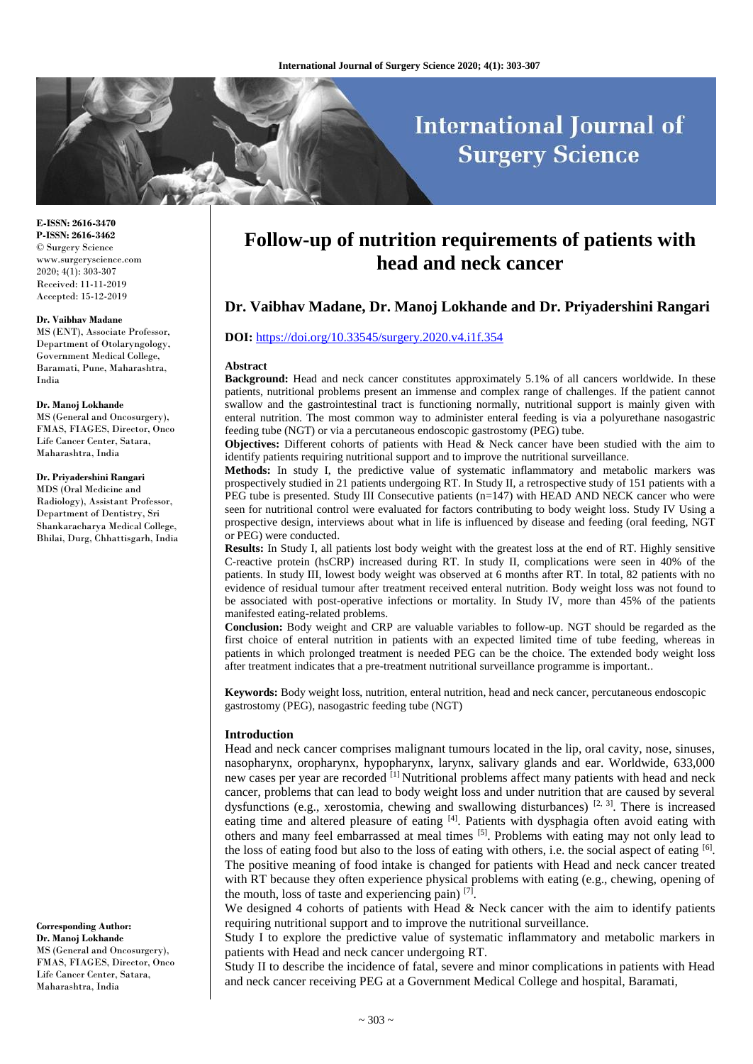# Follow-up of nutrition requirements of patients with head and neck cancer

## Dr. Vaibhav Madane, Dr. Manoj Lokhande and Dr. Priyadershini Rangari

**DOI:** https://doi.org/10.33545/surgery.2020.v4.i1f.354

E-ISSN: 2616-3470
P-ISSN: 2616-3462
© Surgery Science
www.surgeryscience.com
2020; 4(1): 303-307
Received: 11-11-2019
Accepted: 15-12-2019

**Dr. Vaibhav Madane**
MS (ENT), Associate Professor, Department of Otolaryngology, Government Medical College, Baramati, Pune, Maharashtra, India

**Dr. Manoj Lokhande**
MS (General and Oncosurgery), FMAS, FIAGES, Director, Onco Life Cancer Center, Satara, Maharashtra, India

**Dr. Priyadershini Rangari**
MDS (Oral Medicine and Radiology), Assistant Professor, Department of Dentistry, Sri Shankaracharya Medical College, Bhilai, Durg, Chhattisgarh, India

**Corresponding Author:**
**Dr. Manoj Lokhande**
MS (General and Oncosurgery), FMAS, FIAGES, Director, Onco Life Cancer Center, Satara, Maharashtra, India

### Abstract

**Background:** Head and neck cancer constitutes approximately 5.1% of all cancers worldwide. In these patients, nutritional problems present an immense and complex range of challenges. If the patient cannot swallow and the gastrointestinal tract is functioning normally, nutritional support is mainly given with enteral nutrition. The most common way to administer enteral feeding is via a polyurethane nasogastric feeding tube (NGT) or via a percutaneous endoscopic gastrostomy (PEG) tube.

**Objectives:** Different cohorts of patients with Head & Neck cancer have been studied with the aim to identify patients requiring nutritional support and to improve the nutritional surveillance.

**Methods:** In study I, the predictive value of systematic inflammatory and metabolic markers was prospectively studied in 21 patients undergoing RT. In Study II, a retrospective study of 151 patients with a PEG tube is presented. Study III Consecutive patients (n=147) with HEAD AND NECK cancer who were seen for nutritional control were evaluated for factors contributing to body weight loss. Study IV Using a prospective design, interviews about what in life is influenced by disease and feeding (oral feeding, NGT or PEG) were conducted.

**Results:** In Study I, all patients lost body weight with the greatest loss at the end of RT. Highly sensitive C-reactive protein (hsCRP) increased during RT. In study II, complications were seen in 40% of the patients. In study III, lowest body weight was observed at 6 months after RT. In total, 82 patients with no evidence of residual tumour after treatment received enteral nutrition. Body weight loss was not found to be associated with post-operative infections or mortality. In Study IV, more than 45% of the patients manifested eating-related problems.

**Conclusion:** Body weight and CRP are valuable variables to follow-up. NGT should be regarded as the first choice of enteral nutrition in patients with an expected limited time of tube feeding, whereas in patients in which prolonged treatment is needed PEG can be the choice. The extended body weight loss after treatment indicates that a pre-treatment nutritional surveillance programme is important..

**Keywords:** Body weight loss, nutrition, enteral nutrition, head and neck cancer, percutaneous endoscopic gastrostomy (PEG), nasogastric feeding tube (NGT)

### Introduction

Head and neck cancer comprises malignant tumours located in the lip, oral cavity, nose, sinuses, nasopharynx, oropharynx, hypopharynx, larynx, salivary glands and ear. Worldwide, 633,000 new cases per year are recorded [1] Nutritional problems affect many patients with head and neck cancer, problems that can lead to body weight loss and under nutrition that are caused by several dysfunctions (e.g., xerostomia, chewing and swallowing disturbances) [2, 3]. There is increased eating time and altered pleasure of eating [4]. Patients with dysphagia often avoid eating with others and many feel embarrassed at meal times [5]. Problems with eating may not only lead to the loss of eating food but also to the loss of eating with others, i.e. the social aspect of eating [6]. The positive meaning of food intake is changed for patients with Head and neck cancer treated with RT because they often experience physical problems with eating (e.g., chewing, opening of the mouth, loss of taste and experiencing pain) [7].

We designed 4 cohorts of patients with Head & Neck cancer with the aim to identify patients requiring nutritional support and to improve the nutritional surveillance.

Study I to explore the predictive value of systematic inflammatory and metabolic markers in patients with Head and neck cancer undergoing RT.

Study II to describe the incidence of fatal, severe and minor complications in patients with Head and neck cancer receiving PEG at a Government Medical College and hospital, Baramati,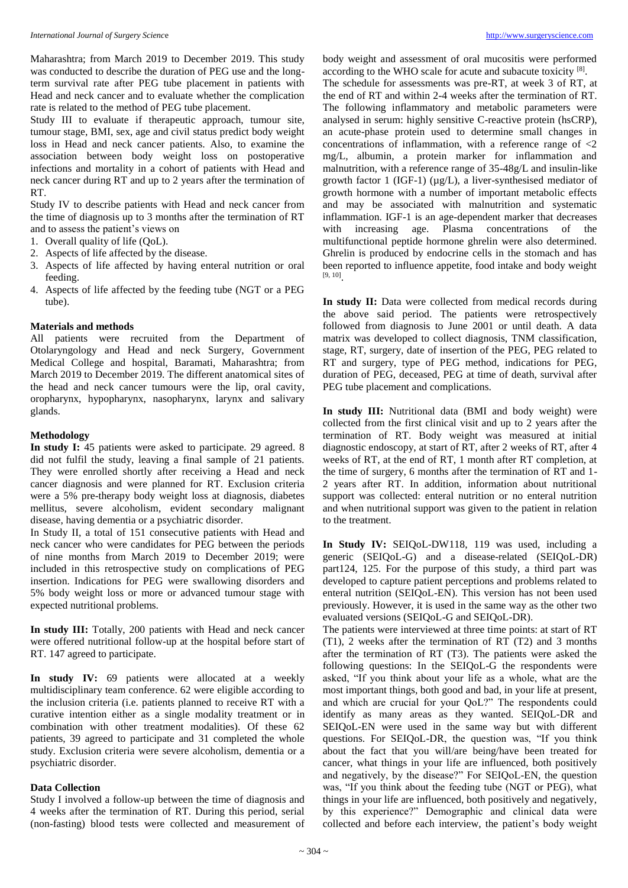Maharashtra; from March 2019 to December 2019. This study was conducted to describe the duration of PEG use and the long-term survival rate after PEG tube placement in patients with Head and neck cancer and to evaluate whether the complication rate is related to the method of PEG tube placement.

Study III to evaluate if therapeutic approach, tumour site, tumour stage, BMI, sex, age and civil status predict body weight loss in Head and neck cancer patients. Also, to examine the association between body weight loss on postoperative infections and mortality in a cohort of patients with Head and neck cancer during RT and up to 2 years after the termination of RT.

Study IV to describe patients with Head and neck cancer from the time of diagnosis up to 3 months after the termination of RT and to assess the patient's views on

1. Overall quality of life (QoL).
2. Aspects of life affected by the disease.
3. Aspects of life affected by having enteral nutrition or oral feeding.
4. Aspects of life affected by the feeding tube (NGT or a PEG tube).

### Materials and methods

All patients were recruited from the Department of Otolaryngology and Head and neck Surgery, Government Medical College and hospital, Baramati, Maharashtra; from March 2019 to December 2019. The different anatomical sites of the head and neck cancer tumours were the lip, oral cavity, oropharynx, hypopharynx, nasopharynx, larynx and salivary glands.

### Methodology

**In study I:** 45 patients were asked to participate. 29 agreed. 8 did not fulfil the study, leaving a final sample of 21 patients. They were enrolled shortly after receiving a Head and neck cancer diagnosis and were planned for RT. Exclusion criteria were a 5% pre-therapy body weight loss at diagnosis, diabetes mellitus, severe alcoholism, evident secondary malignant disease, having dementia or a psychiatric disorder.

In Study II, a total of 151 consecutive patients with Head and neck cancer who were candidates for PEG between the periods of nine months from March 2019 to December 2019; were included in this retrospective study on complications of PEG insertion. Indications for PEG were swallowing disorders and 5% body weight loss or more or advanced tumour stage with expected nutritional problems.

**In study III:** Totally, 200 patients with Head and neck cancer were offered nutritional follow-up at the hospital before start of RT. 147 agreed to participate.

**In study IV:** 69 patients were allocated at a weekly multidisciplinary team conference. 62 were eligible according to the inclusion criteria (i.e. patients planned to receive RT with a curative intention either as a single modality treatment or in combination with other treatment modalities). Of these 62 patients, 39 agreed to participate and 31 completed the whole study. Exclusion criteria were severe alcoholism, dementia or a psychiatric disorder.

### Data Collection

Study I involved a follow-up between the time of diagnosis and 4 weeks after the termination of RT. During this period, serial (non-fasting) blood tests were collected and measurement of body weight and assessment of oral mucositis were performed according to the WHO scale for acute and subacute toxicity [8].

The schedule for assessments was pre-RT, at week 3 of RT, at the end of RT and within 2-4 weeks after the termination of RT. The following inflammatory and metabolic parameters were analysed in serum: highly sensitive C-reactive protein (hsCRP), an acute-phase protein used to determine small changes in concentrations of inflammation, with a reference range of <2 mg/L, albumin, a protein marker for inflammation and malnutrition, with a reference range of 35-48g/L and insulin-like growth factor 1 (IGF-1) (µg/L), a liver-synthesised mediator of growth hormone with a number of important metabolic effects and may be associated with malnutrition and systematic inflammation. IGF-1 is an age-dependent marker that decreases with increasing age. Plasma concentrations of the multifunctional peptide hormone ghrelin were also determined. Ghrelin is produced by endocrine cells in the stomach and has been reported to influence appetite, food intake and body weight [9, 10].

**In study II:** Data were collected from medical records during the above said period. The patients were retrospectively followed from diagnosis to June 2001 or until death. A data matrix was developed to collect diagnosis, TNM classification, stage, RT, surgery, date of insertion of the PEG, PEG related to RT and surgery, type of PEG method, indications for PEG, duration of PEG, deceased, PEG at time of death, survival after PEG tube placement and complications.

**In study III:** Nutritional data (BMI and body weight) were collected from the first clinical visit and up to 2 years after the termination of RT. Body weight was measured at initial diagnostic endoscopy, at start of RT, after 2 weeks of RT, after 4 weeks of RT, at the end of RT, 1 month after RT completion, at the time of surgery, 6 months after the termination of RT and 1-2 years after. In addition, information about nutritional support was collected: enteral nutrition or no enteral nutrition and when nutritional support was given to the patient in relation to the treatment.

**In Study IV:** SEIQoL-DW118, 119 was used, including a generic (SEIQoL-G) and a disease-related (SEIQoL-DR) part124, 125. For the purpose of this study, a third part was developed to capture patient perceptions and problems related to enteral nutrition (SEIQoL-EN). This version has not been used previously. However, it is used in the same way as the other two evaluated versions (SEIQoL-G and SEIQoL-DR).

The patients were interviewed at three time points: at start of RT (T1), 2 weeks after the termination of RT (T2) and 3 months after the termination of RT (T3). The patients were asked the following questions: In the SEIQoL-G the respondents were asked, "If you think about your life as a whole, what are the most important things, both good and bad, in your life at present, and which are crucial for your QoL?" The respondents could identify as many areas as they wanted. SEIQoL-DR and SEIQoL-EN were used in the same way but with different questions. For SEIQoL-DR, the question was, "If you think about the fact that you will/are being/have been treated for cancer, what things in your life are influenced, both positively and negatively, by the disease?" For SEIQoL-EN, the question was, "If you think about the feeding tube (NGT or PEG), what things in your life are influenced, both positively and negatively, by this experience?" Demographic and clinical data were collected and before each interview, the patient's body weight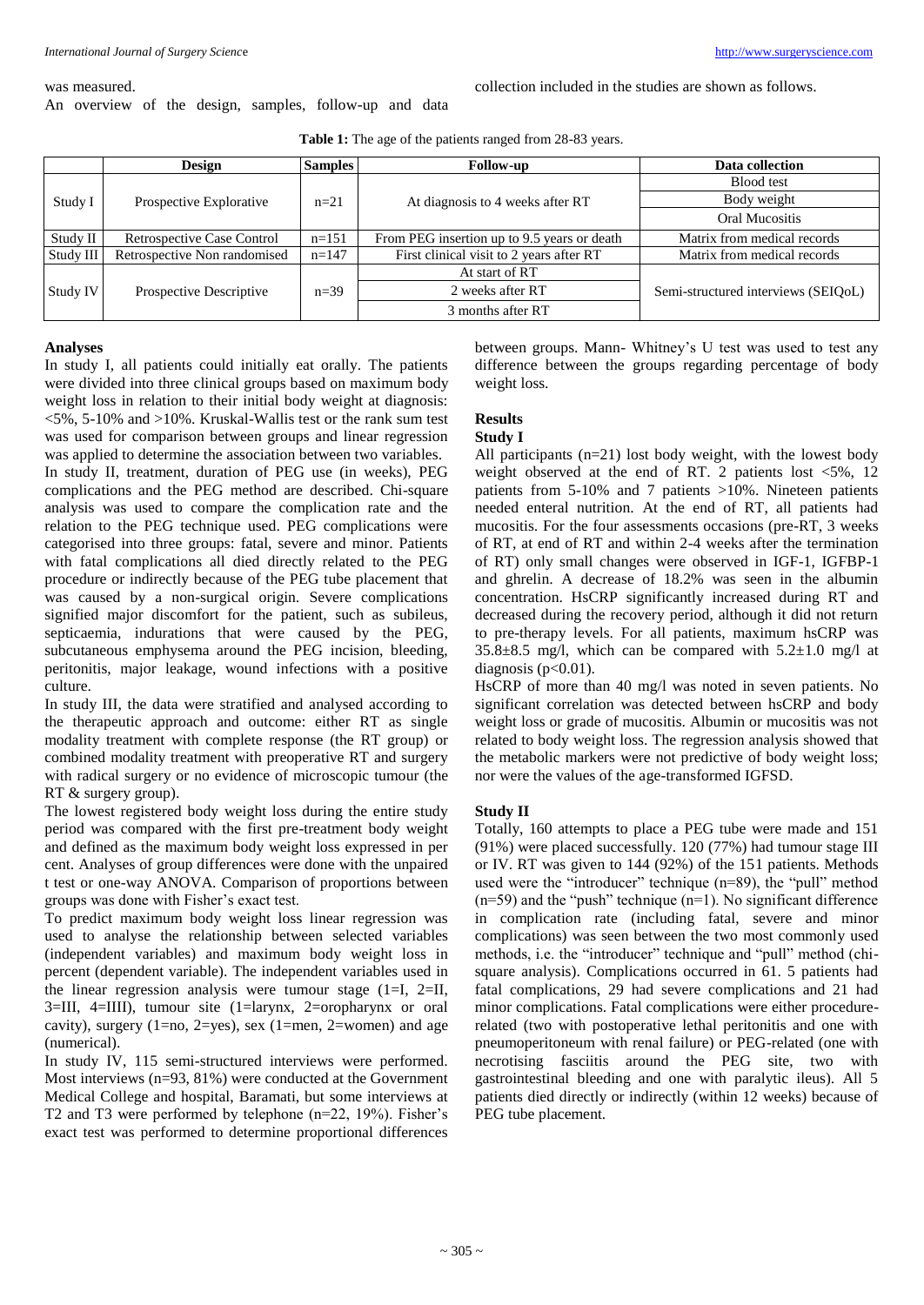was measured.

An overview of the design, samples, follow-up and data collection included in the studies are shown as follows.

**Table 1:** The age of the patients ranged from 28-83 years.

| | Design | Samples | Follow-up | Data collection |
|---|---|---|---|---|
| Study I | Prospective Explorative | n=21 | At diagnosis to 4 weeks after RT | Blood test |
| | | | | Body weight |
| | | | | Oral Mucositis |
| Study II | Retrospective Case Control | n=151 | From PEG insertion up to 9.5 years or death | Matrix from medical records |
| Study III | Retrospective Non randomised | n=147 | First clinical visit to 2 years after RT | Matrix from medical records |
| Study IV | Prospective Descriptive | n=39 | At start of RT | Semi-structured interviews (SEIQoL) |
| | | | 2 weeks after RT | |
| | | | 3 months after RT | |

## Analyses

In study I, all patients could initially eat orally. The patients were divided into three clinical groups based on maximum body weight loss in relation to their initial body weight at diagnosis: <5%, 5-10% and >10%. Kruskal-Wallis test or the rank sum test was used for comparison between groups and linear regression was applied to determine the association between two variables.

In study II, treatment, duration of PEG use (in weeks), PEG complications and the PEG method are described. Chi-square analysis was used to compare the complication rate and the relation to the PEG technique used. PEG complications were categorised into three groups: fatal, severe and minor. Patients with fatal complications all died directly related to the PEG procedure or indirectly because of the PEG tube placement that was caused by a non-surgical origin. Severe complications signified major discomfort for the patient, such as subileus, septicaemia, indurations that were caused by the PEG, subcutaneous emphysema around the PEG incision, bleeding, peritonitis, major leakage, wound infections with a positive culture.

In study III, the data were stratified and analysed according to the therapeutic approach and outcome: either RT as single modality treatment with complete response (the RT group) or combined modality treatment with preoperative RT and surgery with radical surgery or no evidence of microscopic tumour (the RT & surgery group).

The lowest registered body weight loss during the entire study period was compared with the first pre-treatment body weight and defined as the maximum body weight loss expressed in per cent. Analyses of group differences were done with the unpaired t test or one-way ANOVA. Comparison of proportions between groups was done with Fisher's exact test.

To predict maximum body weight loss linear regression was used to analyse the relationship between selected variables (independent variables) and maximum body weight loss in percent (dependent variable). The independent variables used in the linear regression analysis were tumour stage (1=I, 2=II, 3=III, 4=IIII), tumour site (1=larynx, 2=oropharynx or oral cavity), surgery (1=no, 2=yes), sex (1=men, 2=women) and age (numerical).

In study IV, 115 semi-structured interviews were performed. Most interviews (n=93, 81%) were conducted at the Government Medical College and hospital, Baramati, but some interviews at T2 and T3 were performed by telephone (n=22, 19%). Fisher's exact test was performed to determine proportional differences between groups. Mann- Whitney's U test was used to test any difference between the groups regarding percentage of body weight loss.

## Results

### Study I

All participants (n=21) lost body weight, with the lowest body weight observed at the end of RT. 2 patients lost <5%, 12 patients from 5-10% and 7 patients >10%. Nineteen patients needed enteral nutrition. At the end of RT, all patients had mucositis. For the four assessments occasions (pre-RT, 3 weeks of RT, at end of RT and within 2-4 weeks after the termination of RT) only small changes were observed in IGF-1, IGFBP-1 and ghrelin. A decrease of 18.2% was seen in the albumin concentration. HsCRP significantly increased during RT and decreased during the recovery period, although it did not return to pre-therapy levels. For all patients, maximum hsCRP was 35.8±8.5 mg/l, which can be compared with 5.2±1.0 mg/l at diagnosis ($p<0.01$).

HsCRP of more than 40 mg/l was noted in seven patients. No significant correlation was detected between hsCRP and body weight loss or grade of mucositis. Albumin or mucositis was not related to body weight loss. The regression analysis showed that the metabolic markers were not predictive of body weight loss; nor were the values of the age-transformed IGFSD.

### Study II

Totally, 160 attempts to place a PEG tube were made and 151 (91%) were placed successfully. 120 (77%) had tumour stage III or IV. RT was given to 144 (92%) of the 151 patients. Methods used were the "introducer" technique (n=89), the "pull" method (n=59) and the "push" technique (n=1). No significant difference in complication rate (including fatal, severe and minor complications) was seen between the two most commonly used methods, i.e. the "introducer" technique and "pull" method (chi-square analysis). Complications occurred in 61. 5 patients had fatal complications, 29 had severe complications and 21 had minor complications. Fatal complications were either procedure-related (two with postoperative lethal peritonitis and one with pneumoperitoneum with renal failure) or PEG-related (one with necrotising fasciitis around the PEG site, two with gastrointestinal bleeding and one with paralytic ileus). All 5 patients died directly or indirectly (within 12 weeks) because of PEG tube placement.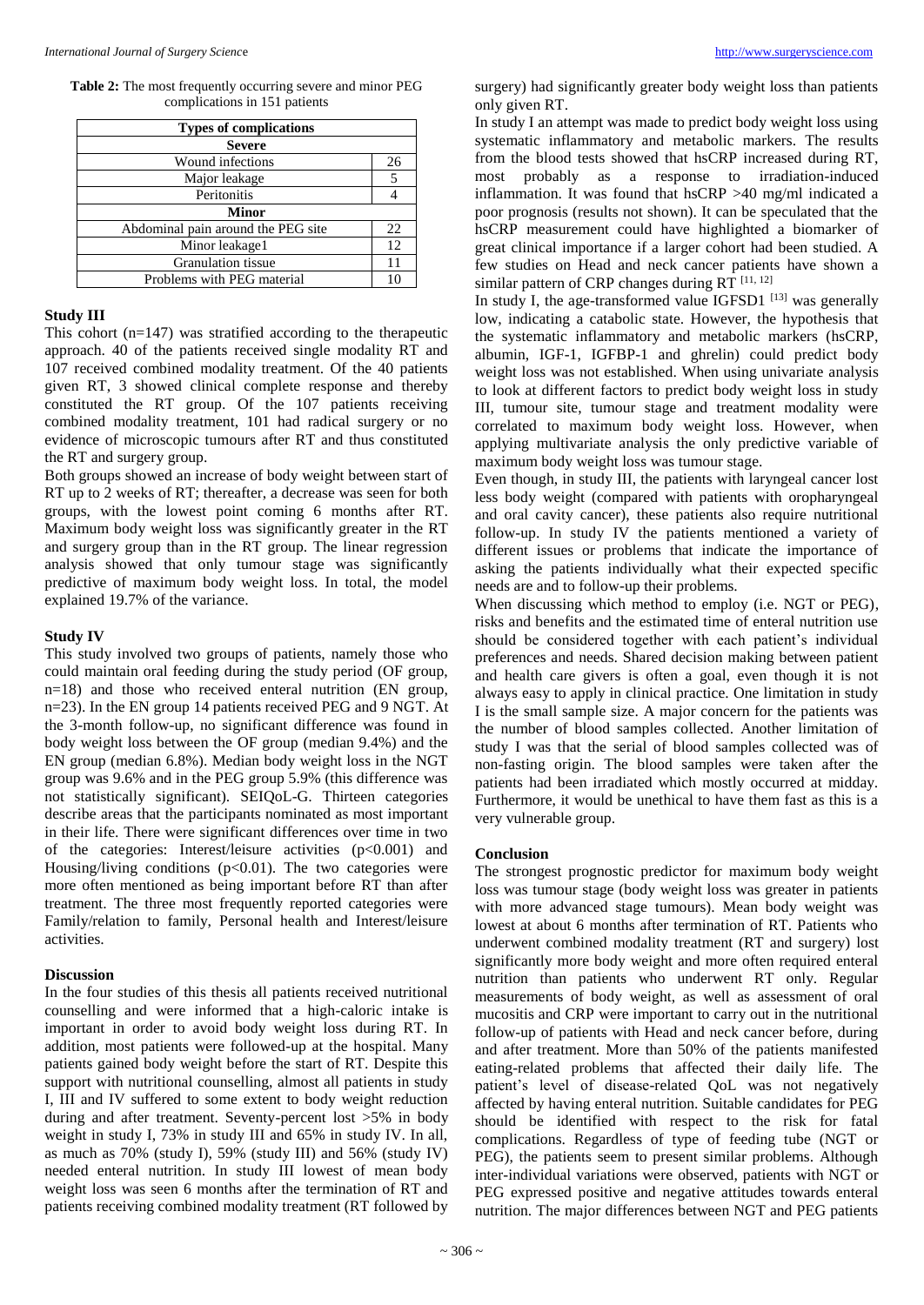**Table 2:** The most frequently occurring severe and minor PEG complications in 151 patients

| Types of complications | |
|---|---|
| **Severe** | |
| Wound infections | 26 |
| Major leakage | 5 |
| Peritonitis | 4 |
| **Minor** | |
| Abdominal pain around the PEG site | 22 |
| Minor leakage1 | 12 |
| Granulation tissue | 11 |
| Problems with PEG material | 10 |

### Study III

This cohort (n=147) was stratified according to the therapeutic approach. 40 of the patients received single modality RT and 107 received combined modality treatment. Of the 40 patients given RT, 3 showed clinical complete response and thereby constituted the RT group. Of the 107 patients receiving combined modality treatment, 101 had radical surgery or no evidence of microscopic tumours after RT and thus constituted the RT and surgery group.

Both groups showed an increase of body weight between start of RT up to 2 weeks of RT; thereafter, a decrease was seen for both groups, with the lowest point coming 6 months after RT. Maximum body weight loss was significantly greater in the RT and surgery group than in the RT group. The linear regression analysis showed that only tumour stage was significantly predictive of maximum body weight loss. In total, the model explained 19.7% of the variance.

### Study IV

This study involved two groups of patients, namely those who could maintain oral feeding during the study period (OF group, n=18) and those who received enteral nutrition (EN group, n=23). In the EN group 14 patients received PEG and 9 NGT. At the 3-month follow-up, no significant difference was found in body weight loss between the OF group (median 9.4%) and the EN group (median 6.8%). Median body weight loss in the NGT group was 9.6% and in the PEG group 5.9% (this difference was not statistically significant). SEIQoL-G. Thirteen categories describe areas that the participants nominated as most important in their life. There were significant differences over time in two of the categories: Interest/leisure activities ($p<0.001$) and Housing/living conditions ($p<0.01$). The two categories were more often mentioned as being important before RT than after treatment. The three most frequently reported categories were Family/relation to family, Personal health and Interest/leisure activities.

### Discussion

In the four studies of this thesis all patients received nutritional counselling and were informed that a high-caloric intake is important in order to avoid body weight loss during RT. In addition, most patients were followed-up at the hospital. Many patients gained body weight before the start of RT. Despite this support with nutritional counselling, almost all patients in study I, III and IV suffered to some extent to body weight reduction during and after treatment. Seventy-percent lost >5% in body weight in study I, 73% in study III and 65% in study IV. In all, as much as 70% (study I), 59% (study III) and 56% (study IV) needed enteral nutrition. In study III lowest of mean body weight loss was seen 6 months after the termination of RT and patients receiving combined modality treatment (RT followed by surgery) had significantly greater body weight loss than patients only given RT.

In study I an attempt was made to predict body weight loss using systematic inflammatory and metabolic markers. The results from the blood tests showed that hsCRP increased during RT, most probably as a response to irradiation-induced inflammation. It was found that hsCRP >40 mg/ml indicated a poor prognosis (results not shown). It can be speculated that the hsCRP measurement could have highlighted a biomarker of great clinical importance if a larger cohort had been studied. A few studies on Head and neck cancer patients have shown a similar pattern of CRP changes during RT [11, 12]

In study I, the age-transformed value IGFSD1 [13] was generally low, indicating a catabolic state. However, the hypothesis that the systematic inflammatory and metabolic markers (hsCRP, albumin, IGF-1, IGFBP-1 and ghrelin) could predict body weight loss was not established. When using univariate analysis to look at different factors to predict body weight loss in study III, tumour site, tumour stage and treatment modality were correlated to maximum body weight loss. However, when applying multivariate analysis the only predictive variable of maximum body weight loss was tumour stage.

Even though, in study III, the patients with laryngeal cancer lost less body weight (compared with patients with oropharyngeal and oral cavity cancer), these patients also require nutritional follow-up. In study IV the patients mentioned a variety of different issues or problems that indicate the importance of asking the patients individually what their expected specific needs are and to follow-up their problems.

When discussing which method to employ (i.e. NGT or PEG), risks and benefits and the estimated time of enteral nutrition use should be considered together with each patient's individual preferences and needs. Shared decision making between patient and health care givers is often a goal, even though it is not always easy to apply in clinical practice. One limitation in study I is the small sample size. A major concern for the patients was the number of blood samples collected. Another limitation of study I was that the serial of blood samples collected was of non-fasting origin. The blood samples were taken after the patients had been irradiated which mostly occurred at midday. Furthermore, it would be unethical to have them fast as this is a very vulnerable group.

### Conclusion

The strongest prognostic predictor for maximum body weight loss was tumour stage (body weight loss was greater in patients with more advanced stage tumours). Mean body weight was lowest at about 6 months after termination of RT. Patients who underwent combined modality treatment (RT and surgery) lost significantly more body weight and more often required enteral nutrition than patients who underwent RT only. Regular measurements of body weight, as well as assessment of oral mucositis and CRP were important to carry out in the nutritional follow-up of patients with Head and neck cancer before, during and after treatment. More than 50% of the patients manifested eating-related problems that affected their daily life. The patient's level of disease-related QoL was not negatively affected by having enteral nutrition. Suitable candidates for PEG should be identified with respect to the risk for fatal complications. Regardless of type of feeding tube (NGT or PEG), the patients seem to present similar problems. Although inter-individual variations were observed, patients with NGT or PEG expressed positive and negative attitudes towards enteral nutrition. The major differences between NGT and PEG patients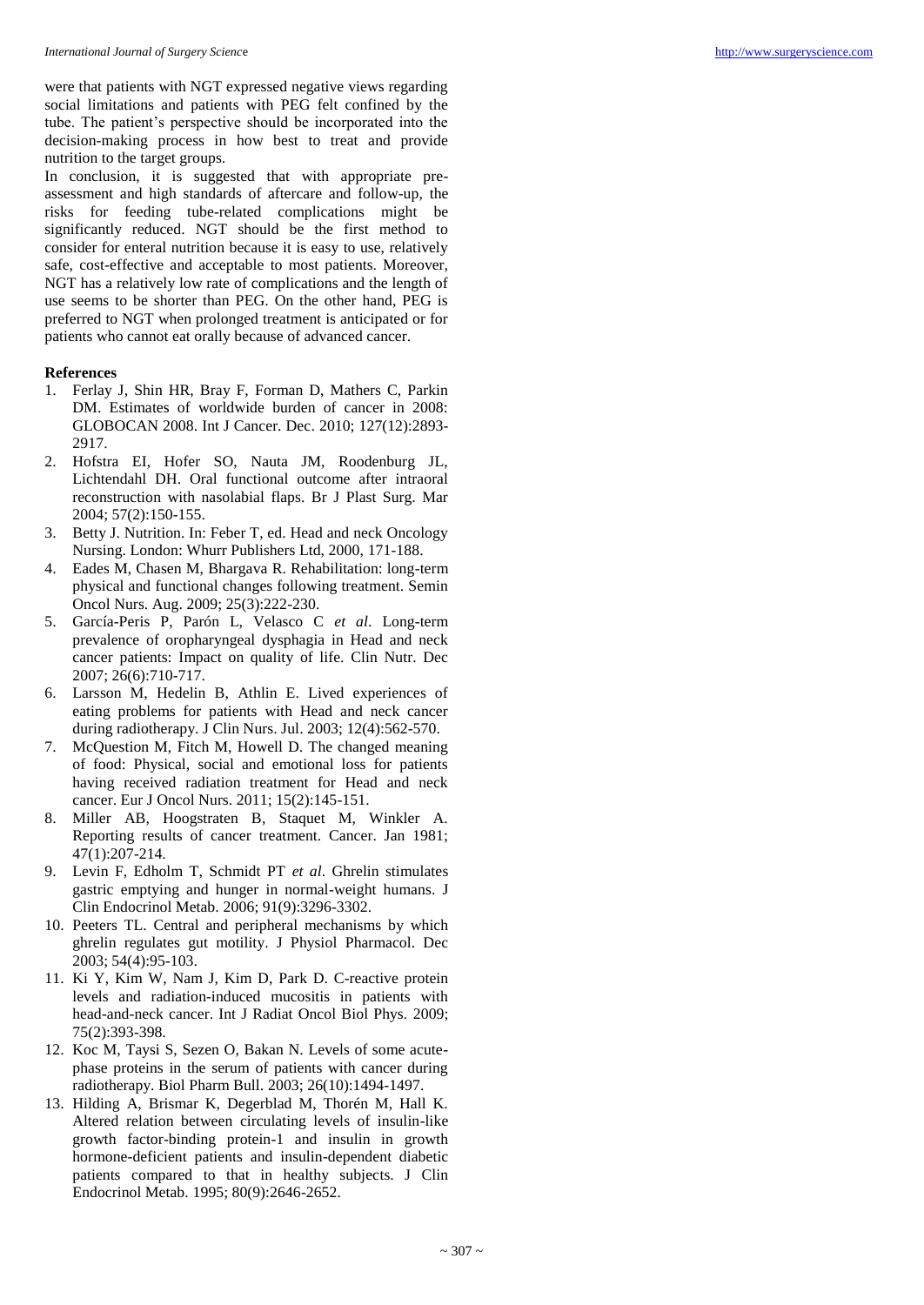were that patients with NGT expressed negative views regarding social limitations and patients with PEG felt confined by the tube. The patient's perspective should be incorporated into the decision-making process in how best to treat and provide nutrition to the target groups.

In conclusion, it is suggested that with appropriate pre-assessment and high standards of aftercare and follow-up, the risks for feeding tube-related complications might be significantly reduced. NGT should be the first method to consider for enteral nutrition because it is easy to use, relatively safe, cost-effective and acceptable to most patients. Moreover, NGT has a relatively low rate of complications and the length of use seems to be shorter than PEG. On the other hand, PEG is preferred to NGT when prolonged treatment is anticipated or for patients who cannot eat orally because of advanced cancer.

**References**

1. Ferlay J, Shin HR, Bray F, Forman D, Mathers C, Parkin DM. Estimates of worldwide burden of cancer in 2008: GLOBOCAN 2008. Int J Cancer. Dec. 2010; 127(12):2893-2917.
2. Hofstra EI, Hofer SO, Nauta JM, Roodenburg JL, Lichtendahl DH. Oral functional outcome after intraoral reconstruction with nasolabial flaps. Br J Plast Surg. Mar 2004; 57(2):150-155.
3. Betty J. Nutrition. In: Feber T, ed. Head and neck Oncology Nursing. London: Whurr Publishers Ltd, 2000, 171-188.
4. Eades M, Chasen M, Bhargava R. Rehabilitation: long-term physical and functional changes following treatment. Semin Oncol Nurs. Aug. 2009; 25(3):222-230.
5. García-Peris P, Parón L, Velasco C *et al*. Long-term prevalence of oropharyngeal dysphagia in Head and neck cancer patients: Impact on quality of life. Clin Nutr. Dec 2007; 26(6):710-717.
6. Larsson M, Hedelin B, Athlin E. Lived experiences of eating problems for patients with Head and neck cancer during radiotherapy. J Clin Nurs. Jul. 2003; 12(4):562-570.
7. McQuestion M, Fitch M, Howell D. The changed meaning of food: Physical, social and emotional loss for patients having received radiation treatment for Head and neck cancer. Eur J Oncol Nurs. 2011; 15(2):145-151.
8. Miller AB, Hoogstraten B, Staquet M, Winkler A. Reporting results of cancer treatment. Cancer. Jan 1981; 47(1):207-214.
9. Levin F, Edholm T, Schmidt PT *et al*. Ghrelin stimulates gastric emptying and hunger in normal-weight humans. J Clin Endocrinol Metab. 2006; 91(9):3296-3302.
10. Peeters TL. Central and peripheral mechanisms by which ghrelin regulates gut motility. J Physiol Pharmacol. Dec 2003; 54(4):95-103.
11. Ki Y, Kim W, Nam J, Kim D, Park D. C-reactive protein levels and radiation-induced mucositis in patients with head-and-neck cancer. Int J Radiat Oncol Biol Phys. 2009; 75(2):393-398.
12. Koc M, Taysi S, Sezen O, Bakan N. Levels of some acute-phase proteins in the serum of patients with cancer during radiotherapy. Biol Pharm Bull. 2003; 26(10):1494-1497.
13. Hilding A, Brismar K, Degerblad M, Thorén M, Hall K. Altered relation between circulating levels of insulin-like growth factor-binding protein-1 and insulin in growth hormone-deficient patients and insulin-dependent diabetic patients compared to that in healthy subjects. J Clin Endocrinol Metab. 1995; 80(9):2646-2652.